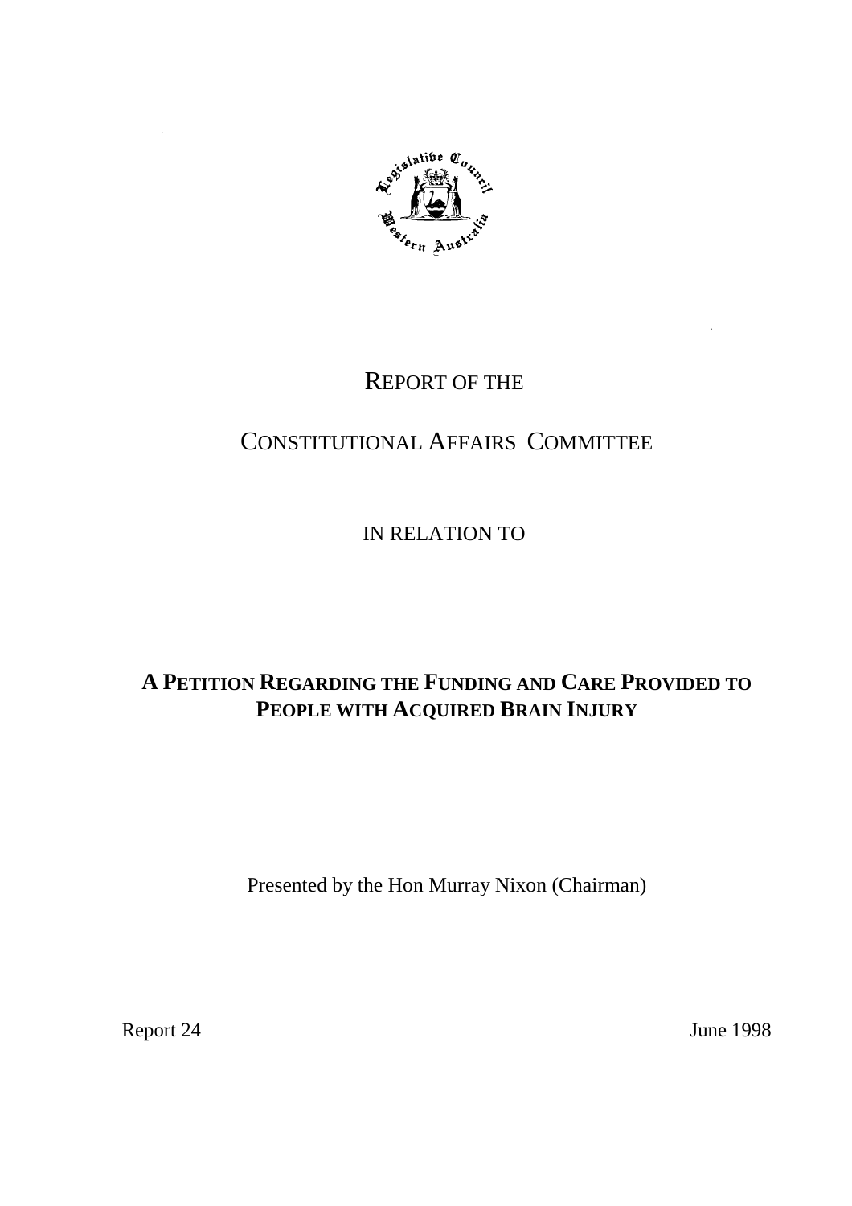REPORT OF THE

CONSTITUTIONAL AFFAIRS COMMITTEE

IN RELATION TO

# A PETITION REGARDING THE FUNDING AND CARE PROVIDED TO PEOPLE WITH ACQUIRED BRAIN INJURY

Presented by the Hon Murray Nixon (Chairman)

Report 24

June 1998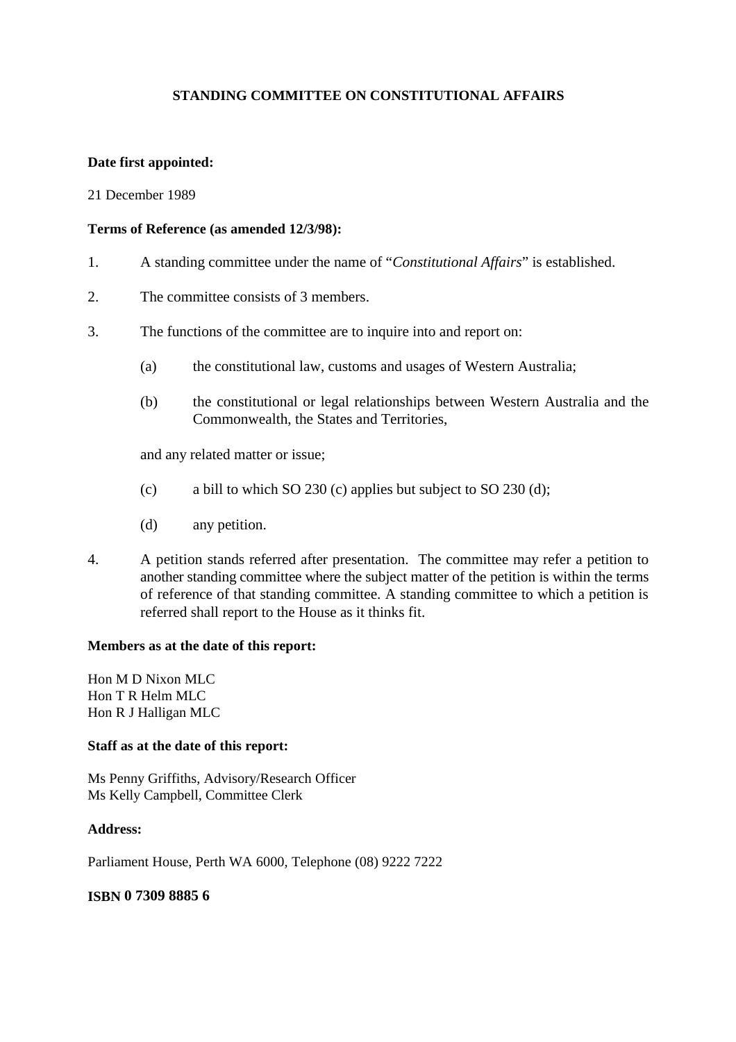# STANDING COMMITTEE ON CONSTITUTIONAL AFFAIRS

**Date first appointed:**

21 December 1989

**Terms of Reference (as amended 12/3/98):**

1. A standing committee under the name of "*Constitutional Affairs*" is established.

2. The committee consists of 3 members.

3. The functions of the committee are to inquire into and report on:

   (a) the constitutional law, customs and usages of Western Australia;

   (b) the constitutional or legal relationships between Western Australia and the Commonwealth, the States and Territories,

   and any related matter or issue;

   (c) a bill to which SO 230 (c) applies but subject to SO 230 (d);

   (d) any petition.

4. A petition stands referred after presentation. The committee may refer a petition to another standing committee where the subject matter of the petition is within the terms of reference of that standing committee. A standing committee to which a petition is referred shall report to the House as it thinks fit.

**Members as at the date of this report:**

Hon M D Nixon MLC
Hon T R Helm MLC
Hon R J Halligan MLC

**Staff as at the date of this report:**

Ms Penny Griffiths, Advisory/Research Officer
Ms Kelly Campbell, Committee Clerk

**Address:**

Parliament House, Perth WA 6000, Telephone (08) 9222 7222

**ISBN 0 7309 8885 6**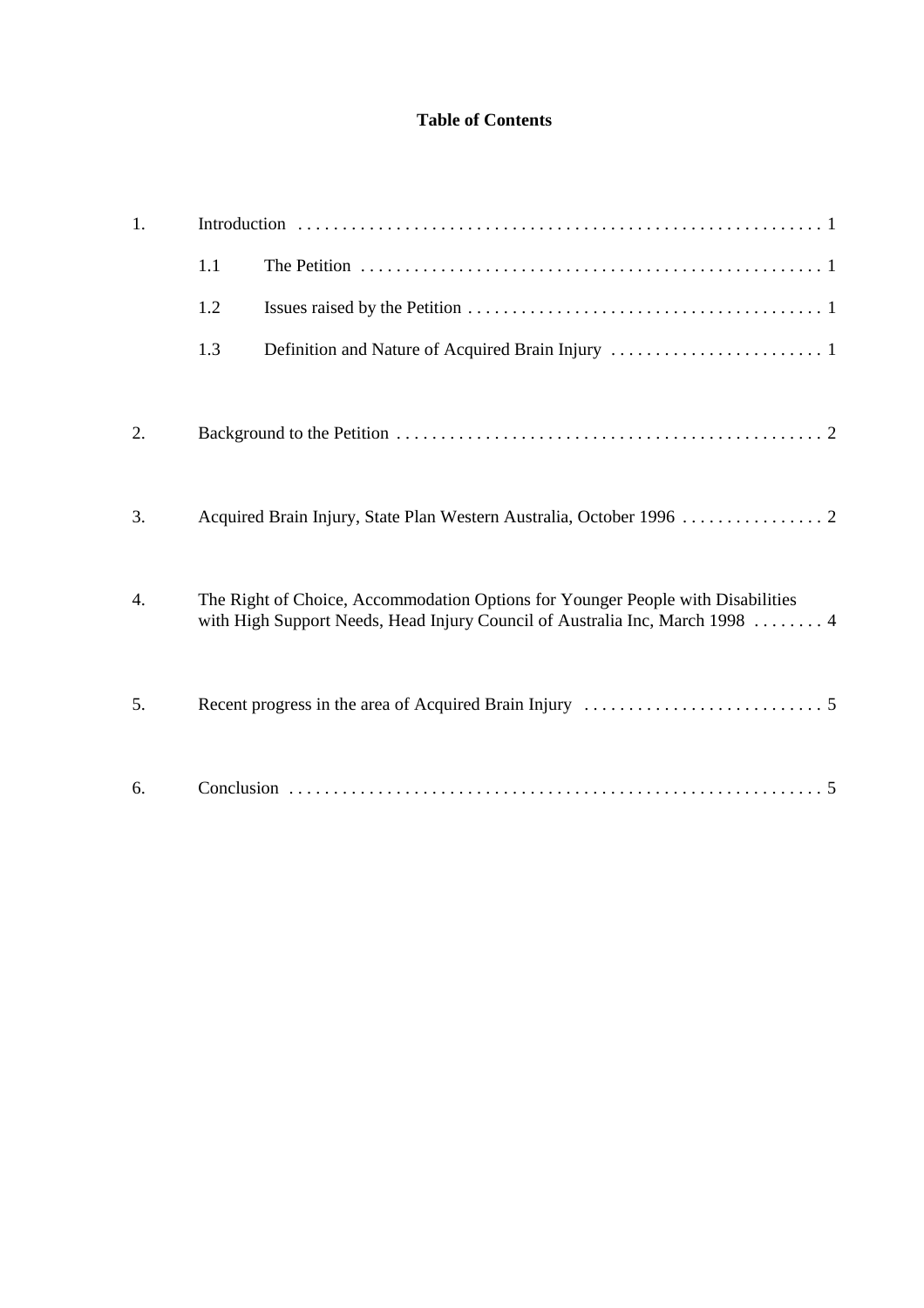# Table of Contents

1. Introduction . . . . . . . . . . 1
   - 1.1 The Petition . . . . . . . . . . 1
   - 1.2 Issues raised by the Petition . . . . . . . . . . 1
   - 1.3 Definition and Nature of Acquired Brain Injury . . . . . . . . . . 1
2. Background to the Petition . . . . . . . . . . 2
3. Acquired Brain Injury, State Plan Western Australia, October 1996 . . . . . . . . . . 2
4. The Right of Choice, Accommodation Options for Younger People with Disabilities with High Support Needs, Head Injury Council of Australia Inc, March 1998 . . . . . . . . . . 4
5. Recent progress in the area of Acquired Brain Injury . . . . . . . . . . 5
6. Conclusion . . . . . . . . . . 5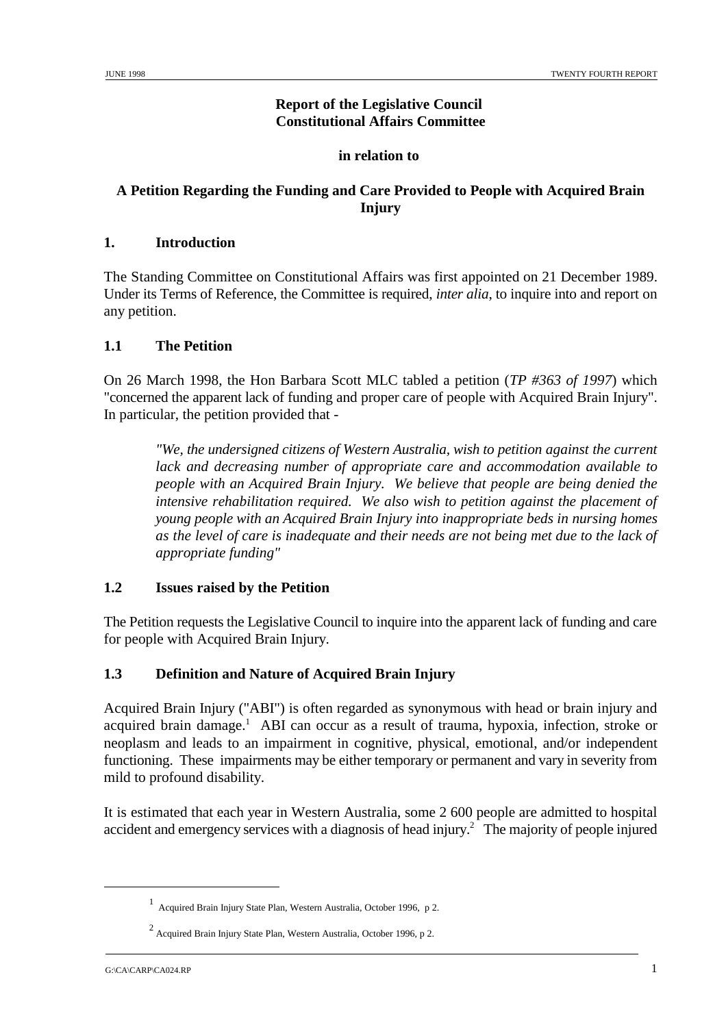**Report of the Legislative Council Constitutional Affairs Committee**

**in relation to**

## A Petition Regarding the Funding and Care Provided to People with Acquired Brain Injury

### 1. Introduction

The Standing Committee on Constitutional Affairs was first appointed on 21 December 1989. Under its Terms of Reference, the Committee is required, *inter alia*, to inquire into and report on any petition.

### 1.1 The Petition

On 26 March 1998, the Hon Barbara Scott MLC tabled a petition (*TP #363 of 1997*) which "concerned the apparent lack of funding and proper care of people with Acquired Brain Injury". In particular, the petition provided that -

> *"We, the undersigned citizens of Western Australia, wish to petition against the current lack and decreasing number of appropriate care and accommodation available to people with an Acquired Brain Injury. We believe that people are being denied the intensive rehabilitation required. We also wish to petition against the placement of young people with an Acquired Brain Injury into inappropriate beds in nursing homes as the level of care is inadequate and their needs are not being met due to the lack of appropriate funding"*

### 1.2 Issues raised by the Petition

The Petition requests the Legislative Council to inquire into the apparent lack of funding and care for people with Acquired Brain Injury.

### 1.3 Definition and Nature of Acquired Brain Injury

Acquired Brain Injury ("ABI") is often regarded as synonymous with head or brain injury and acquired brain damage.[1] ABI can occur as a result of trauma, hypoxia, infection, stroke or neoplasm and leads to an impairment in cognitive, physical, emotional, and/or independent functioning. These impairments may be either temporary or permanent and vary in severity from mild to profound disability.

It is estimated that each year in Western Australia, some 2 600 people are admitted to hospital accident and emergency services with a diagnosis of head injury.[2] The majority of people injured

---

[1] Acquired Brain Injury State Plan, Western Australia, October 1996, p 2.

[2] Acquired Brain Injury State Plan, Western Australia, October 1996, p 2.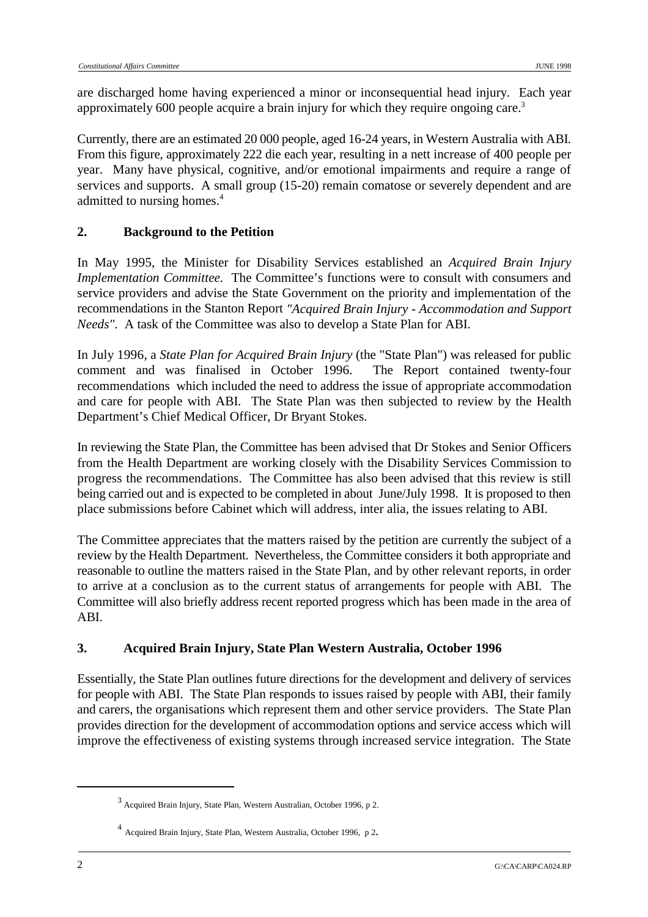are discharged home having experienced a minor or inconsequential head injury. Each year approximately 600 people acquire a brain injury for which they require ongoing care.[3]

Currently, there are an estimated 20 000 people, aged 16-24 years, in Western Australia with ABI. From this figure, approximately 222 die each year, resulting in a nett increase of 400 people per year. Many have physical, cognitive, and/or emotional impairments and require a range of services and supports. A small group (15-20) remain comatose or severely dependent and are admitted to nursing homes.[4]

## 2. Background to the Petition

In May 1995, the Minister for Disability Services established an *Acquired Brain Injury Implementation Committee*. The Committee's functions were to consult with consumers and service providers and advise the State Government on the priority and implementation of the recommendations in the Stanton Report *"Acquired Brain Injury - Accommodation and Support Needs"*. A task of the Committee was also to develop a State Plan for ABI.

In July 1996, a *State Plan for Acquired Brain Injury* (the "State Plan") was released for public comment and was finalised in October 1996. The Report contained twenty-four recommendations which included the need to address the issue of appropriate accommodation and care for people with ABI. The State Plan was then subjected to review by the Health Department's Chief Medical Officer, Dr Bryant Stokes.

In reviewing the State Plan, the Committee has been advised that Dr Stokes and Senior Officers from the Health Department are working closely with the Disability Services Commission to progress the recommendations. The Committee has also been advised that this review is still being carried out and is expected to be completed in about June/July 1998. It is proposed to then place submissions before Cabinet which will address, inter alia, the issues relating to ABI.

The Committee appreciates that the matters raised by the petition are currently the subject of a review by the Health Department. Nevertheless, the Committee considers it both appropriate and reasonable to outline the matters raised in the State Plan, and by other relevant reports, in order to arrive at a conclusion as to the current status of arrangements for people with ABI. The Committee will also briefly address recent reported progress which has been made in the area of ABI.

## 3. Acquired Brain Injury, State Plan Western Australia, October 1996

Essentially, the State Plan outlines future directions for the development and delivery of services for people with ABI. The State Plan responds to issues raised by people with ABI, their family and carers, the organisations which represent them and other service providers. The State Plan provides direction for the development of accommodation options and service access which will improve the effectiveness of existing systems through increased service integration. The State

---

[3] Acquired Brain Injury, State Plan, Western Australian, October 1996, p 2.

[4] Acquired Brain Injury, State Plan, Western Australia, October 1996, p 2.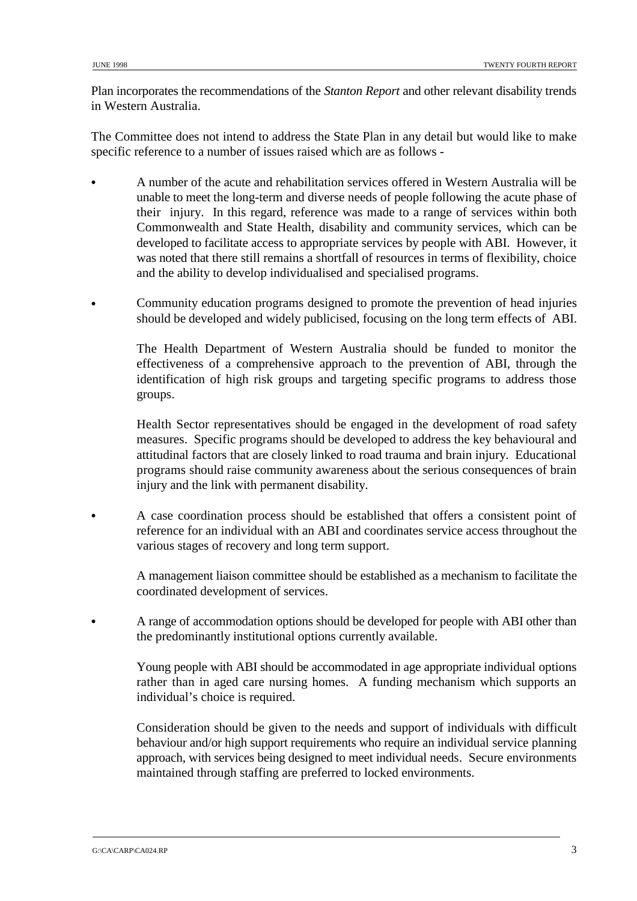Plan incorporates the recommendations of the *Stanton Report* and other relevant disability trends in Western Australia.

The Committee does not intend to address the State Plan in any detail but would like to make specific reference to a number of issues raised which are as follows -

- A number of the acute and rehabilitation services offered in Western Australia will be unable to meet the long-term and diverse needs of people following the acute phase of their injury. In this regard, reference was made to a range of services within both Commonwealth and State Health, disability and community services, which can be developed to facilitate access to appropriate services by people with ABI. However, it was noted that there still remains a shortfall of resources in terms of flexibility, choice and the ability to develop individualised and specialised programs.

- Community education programs designed to promote the prevention of head injuries should be developed and widely publicised, focusing on the long term effects of ABI.

  The Health Department of Western Australia should be funded to monitor the effectiveness of a comprehensive approach to the prevention of ABI, through the identification of high risk groups and targeting specific programs to address those groups.

  Health Sector representatives should be engaged in the development of road safety measures. Specific programs should be developed to address the key behavioural and attitudinal factors that are closely linked to road trauma and brain injury. Educational programs should raise community awareness about the serious consequences of brain injury and the link with permanent disability.

- A case coordination process should be established that offers a consistent point of reference for an individual with an ABI and coordinates service access throughout the various stages of recovery and long term support.

  A management liaison committee should be established as a mechanism to facilitate the coordinated development of services.

- A range of accommodation options should be developed for people with ABI other than the predominantly institutional options currently available.

  Young people with ABI should be accommodated in age appropriate individual options rather than in aged care nursing homes. A funding mechanism which supports an individual's choice is required.

  Consideration should be given to the needs and support of individuals with difficult behaviour and/or high support requirements who require an individual service planning approach, with services being designed to meet individual needs. Secure environments maintained through staffing are preferred to locked environments.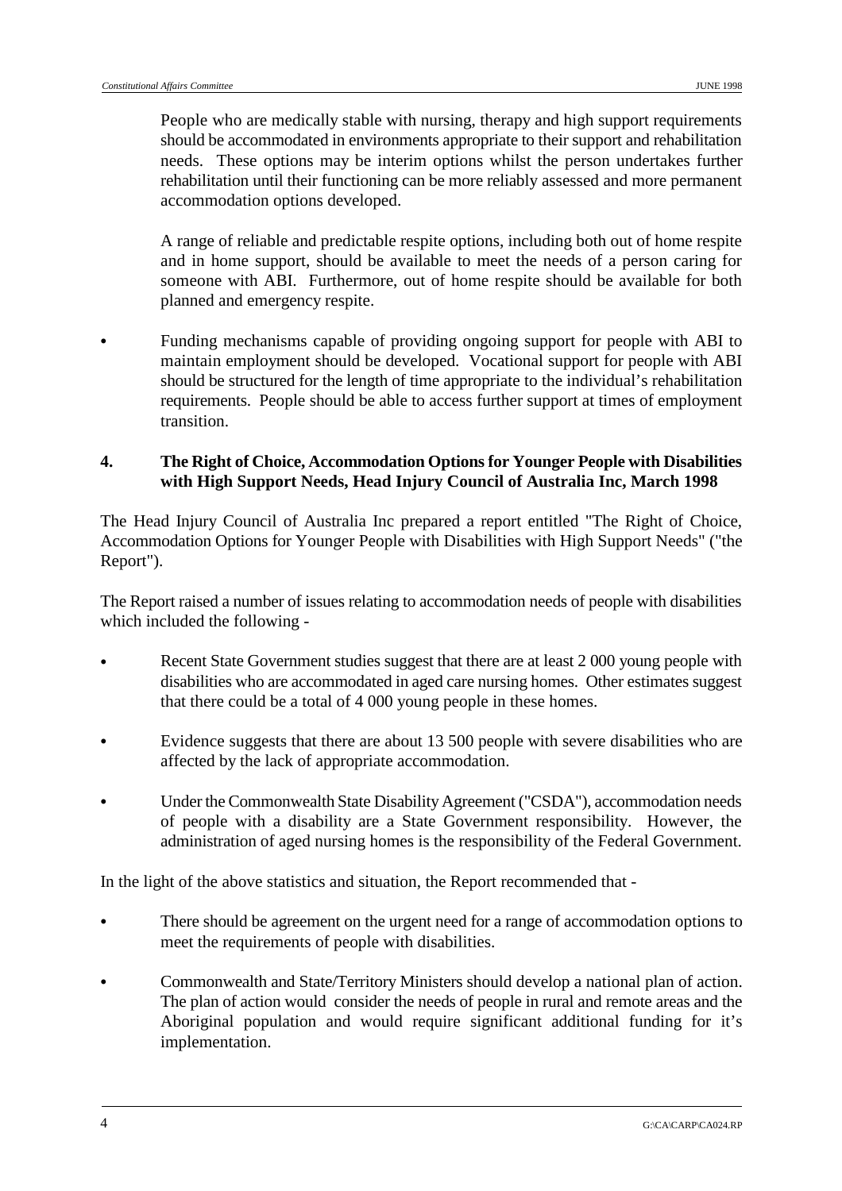People who are medically stable with nursing, therapy and high support requirements should be accommodated in environments appropriate to their support and rehabilitation needs. These options may be interim options whilst the person undertakes further rehabilitation until their functioning can be more reliably assessed and more permanent accommodation options developed.

A range of reliable and predictable respite options, including both out of home respite and in home support, should be available to meet the needs of a person caring for someone with ABI. Furthermore, out of home respite should be available for both planned and emergency respite.

- Funding mechanisms capable of providing ongoing support for people with ABI to maintain employment should be developed. Vocational support for people with ABI should be structured for the length of time appropriate to the individual's rehabilitation requirements. People should be able to access further support at times of employment transition.

**4. The Right of Choice, Accommodation Options for Younger People with Disabilities with High Support Needs, Head Injury Council of Australia Inc, March 1998**

The Head Injury Council of Australia Inc prepared a report entitled "The Right of Choice, Accommodation Options for Younger People with Disabilities with High Support Needs" ("the Report").

The Report raised a number of issues relating to accommodation needs of people with disabilities which included the following -

- Recent State Government studies suggest that there are at least 2 000 young people with disabilities who are accommodated in aged care nursing homes. Other estimates suggest that there could be a total of 4 000 young people in these homes.
- Evidence suggests that there are about 13 500 people with severe disabilities who are affected by the lack of appropriate accommodation.
- Under the Commonwealth State Disability Agreement ("CSDA"), accommodation needs of people with a disability are a State Government responsibility. However, the administration of aged nursing homes is the responsibility of the Federal Government.

In the light of the above statistics and situation, the Report recommended that -

- There should be agreement on the urgent need for a range of accommodation options to meet the requirements of people with disabilities.
- Commonwealth and State/Territory Ministers should develop a national plan of action. The plan of action would consider the needs of people in rural and remote areas and the Aboriginal population and would require significant additional funding for it's implementation.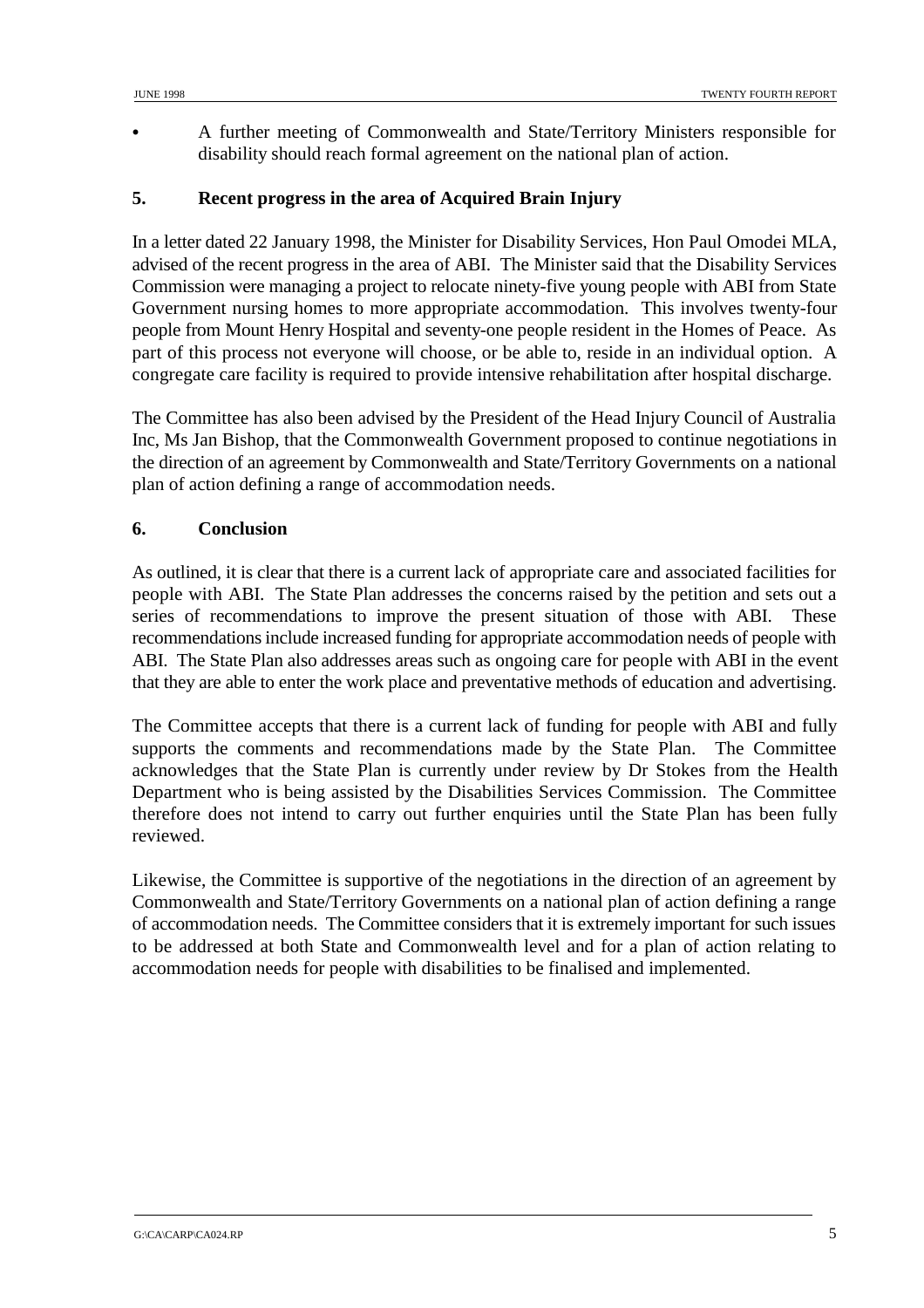- A further meeting of Commonwealth and State/Territory Ministers responsible for disability should reach formal agreement on the national plan of action.

## 5. Recent progress in the area of Acquired Brain Injury

In a letter dated 22 January 1998, the Minister for Disability Services, Hon Paul Omodei MLA, advised of the recent progress in the area of ABI. The Minister said that the Disability Services Commission were managing a project to relocate ninety-five young people with ABI from State Government nursing homes to more appropriate accommodation. This involves twenty-four people from Mount Henry Hospital and seventy-one people resident in the Homes of Peace. As part of this process not everyone will choose, or be able to, reside in an individual option. A congregate care facility is required to provide intensive rehabilitation after hospital discharge.

The Committee has also been advised by the President of the Head Injury Council of Australia Inc, Ms Jan Bishop, that the Commonwealth Government proposed to continue negotiations in the direction of an agreement by Commonwealth and State/Territory Governments on a national plan of action defining a range of accommodation needs.

## 6. Conclusion

As outlined, it is clear that there is a current lack of appropriate care and associated facilities for people with ABI. The State Plan addresses the concerns raised by the petition and sets out a series of recommendations to improve the present situation of those with ABI. These recommendations include increased funding for appropriate accommodation needs of people with ABI. The State Plan also addresses areas such as ongoing care for people with ABI in the event that they are able to enter the work place and preventative methods of education and advertising.

The Committee accepts that there is a current lack of funding for people with ABI and fully supports the comments and recommendations made by the State Plan. The Committee acknowledges that the State Plan is currently under review by Dr Stokes from the Health Department who is being assisted by the Disabilities Services Commission. The Committee therefore does not intend to carry out further enquiries until the State Plan has been fully reviewed.

Likewise, the Committee is supportive of the negotiations in the direction of an agreement by Commonwealth and State/Territory Governments on a national plan of action defining a range of accommodation needs. The Committee considers that it is extremely important for such issues to be addressed at both State and Commonwealth level and for a plan of action relating to accommodation needs for people with disabilities to be finalised and implemented.